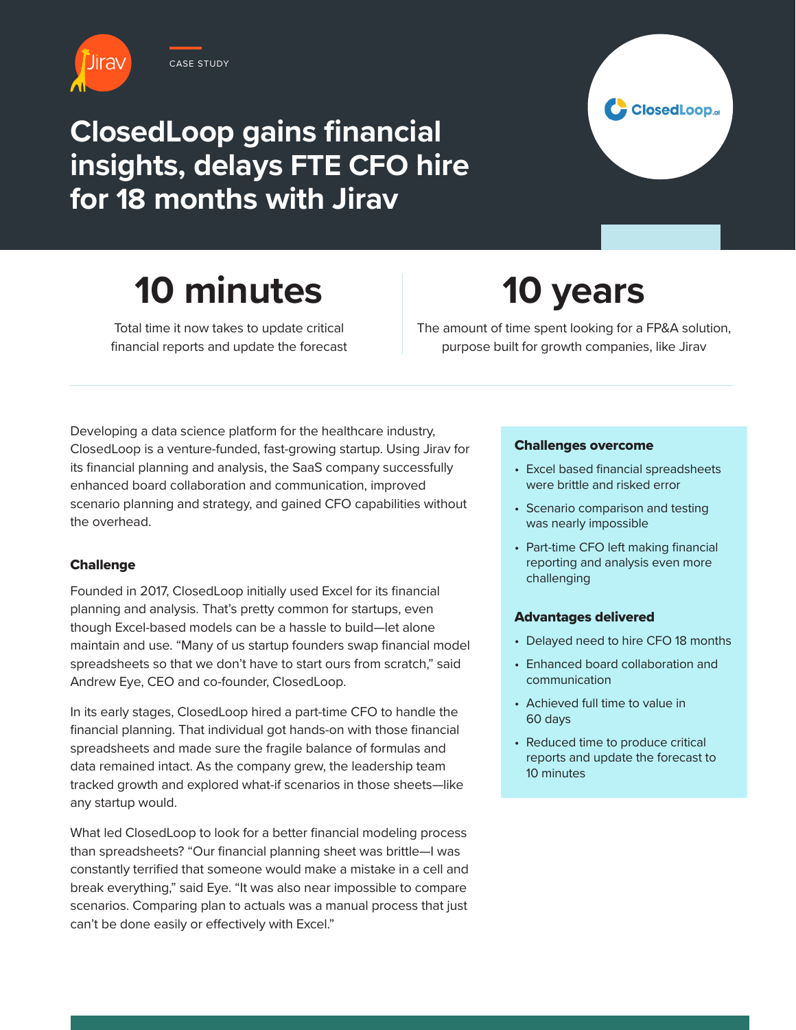CASE STUDY

# ClosedLoop gains financial insights, delays FTE CFO hire for 18 months with Jirav

## 10 minutes

Total time it now takes to update critical financial reports and update the forecast

## 10 years

The amount of time spent looking for a FP&A solution, purpose built for growth companies, like Jirav

---

Developing a data science platform for the healthcare industry, ClosedLoop is a venture-funded, fast-growing startup. Using Jirav for its financial planning and analysis, the SaaS company successfully enhanced board collaboration and communication, improved scenario planning and strategy, and gained CFO capabilities without the overhead.

### Challenge

Founded in 2017, ClosedLoop initially used Excel for its financial planning and analysis. That's pretty common for startups, even though Excel-based models can be a hassle to build—let alone maintain and use. "Many of us startup founders swap financial model spreadsheets so that we don't have to start ours from scratch," said Andrew Eye, CEO and co-founder, ClosedLoop.

In its early stages, ClosedLoop hired a part-time CFO to handle the financial planning. That individual got hands-on with those financial spreadsheets and made sure the fragile balance of formulas and data remained intact. As the company grew, the leadership team tracked growth and explored what-if scenarios in those sheets—like any startup would.

What led ClosedLoop to look for a better financial modeling process than spreadsheets? "Our financial planning sheet was brittle—I was constantly terrified that someone would make a mistake in a cell and break everything," said Eye. "It was also near impossible to compare scenarios. Comparing plan to actuals was a manual process that just can't be done easily or effectively with Excel."

### Challenges overcome

- Excel based financial spreadsheets were brittle and risked error
- Scenario comparison and testing was nearly impossible
- Part-time CFO left making financial reporting and analysis even more challenging

### Advantages delivered

- Delayed need to hire CFO 18 months
- Enhanced board collaboration and communication
- Achieved full time to value in 60 days
- Reduced time to produce critical reports and update the forecast to 10 minutes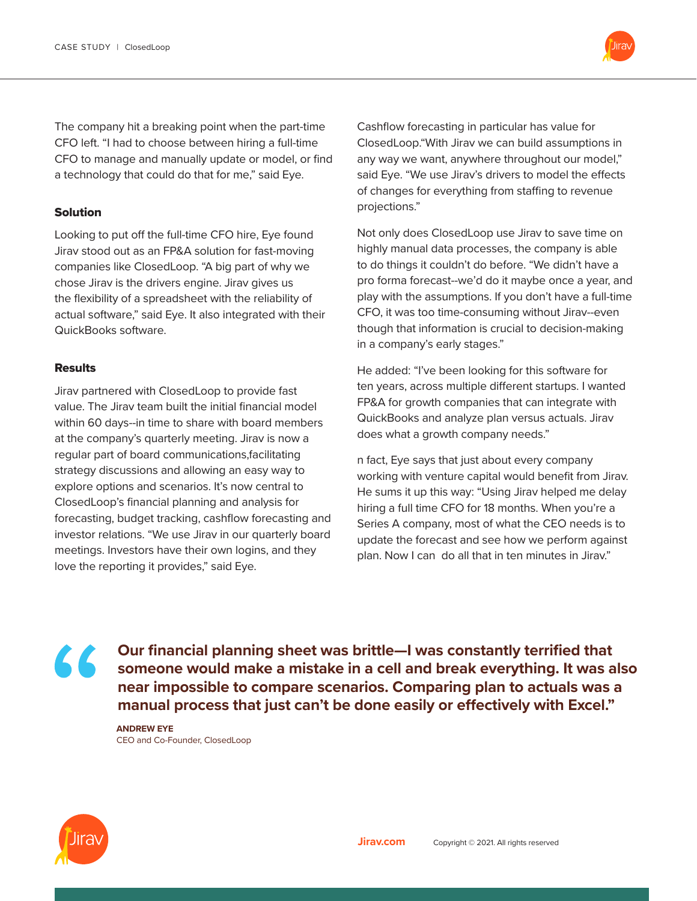The company hit a breaking point when the part-time CFO left. "I had to choose between hiring a full-time CFO to manage and manually update or model, or find a technology that could do that for me," said Eye.

### Solution

Looking to put off the full-time CFO hire, Eye found Jirav stood out as an FP&A solution for fast-moving companies like ClosedLoop. "A big part of why we chose Jirav is the drivers engine. Jirav gives us the flexibility of a spreadsheet with the reliability of actual software," said Eye. It also integrated with their QuickBooks software.

### Results

Jirav partnered with ClosedLoop to provide fast value. The Jirav team built the initial financial model within 60 days--in time to share with board members at the company's quarterly meeting. Jirav is now a regular part of board communications,facilitating strategy discussions and allowing an easy way to explore options and scenarios. It's now central to ClosedLoop's financial planning and analysis for forecasting, budget tracking, cashflow forecasting and investor relations. "We use Jirav in our quarterly board meetings. Investors have their own logins, and they love the reporting it provides," said Eye.

Cashflow forecasting in particular has value for ClosedLoop."With Jirav we can build assumptions in any way we want, anywhere throughout our model," said Eye. "We use Jirav's drivers to model the effects of changes for everything from staffing to revenue projections."

Not only does ClosedLoop use Jirav to save time on highly manual data processes, the company is able to do things it couldn't do before. "We didn't have a pro forma forecast--we'd do it maybe once a year, and play with the assumptions. If you don't have a full-time CFO, it was too time-consuming without Jirav--even though that information is crucial to decision-making in a company's early stages."

He added: "I've been looking for this software for ten years, across multiple different startups. I wanted FP&A for growth companies that can integrate with QuickBooks and analyze plan versus actuals. Jirav does what a growth company needs."

n fact, Eye says that just about every company working with venture capital would benefit from Jirav. He sums it up this way: "Using Jirav helped me delay hiring a full time CFO for 18 months. When you're a Series A company, most of what the CEO needs is to update the forecast and see how we perform against plan. Now I can do all that in ten minutes in Jirav."

> **Our financial planning sheet was brittle—I was constantly terrified that someone would make a mistake in a cell and break everything. It was also near impossible to compare scenarios. Comparing plan to actuals was a manual process that just can't be done easily or effectively with Excel."**
>
> **ANDREW EYE**
> CEO and Co-Founder, ClosedLoop

Jirav.com

Copyright © 2021. All rights reserved